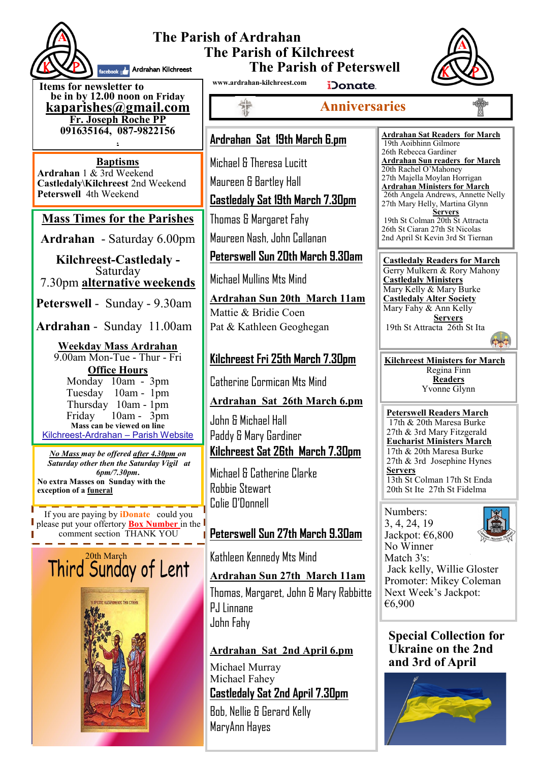# The Parish of Ardrahan
# The Parish of Kilchreest
# The Parish of Peterswell

Ardrahan Kilchreest

www.ardrahan-kilchreest.com

iDonate.

**Items for newsletter to be in by 12.00 noon on Friday**
**kaparishes@gmail.com**
**Fr. Joseph Roche PP**
**091635164, 087-9822156**

**Baptisms**
**Ardrahan** 1 & 3rd Weekend
**Castledaly\Kilchreest** 2nd Weekend
**Peterswell** 4th Weekend

## Mass Times for the Parishes

**Ardrahan** - Saturday 6.00pm

**Kilchreest-Castledaly** - Saturday 7.30pm **alternative weekends**

**Peterswell** - Sunday - 9.30am

**Ardrahan** - Sunday 11.00am

**Weekday Mass Ardrahan**
9.00am Mon-Tue - Thur - Fri

**Office Hours**
Monday 10am - 3pm
Tuesday 10am - 1pm
Thursday 10am - 1pm
Friday 10am - 3pm

**Mass can be viewed on line**
Kilchreest-Ardrahan – Parish Website

***No Mass may be offered after 4.30pm on Saturday other then the Saturday Vigil at 6pm/7.30pm.***
**No extra Masses on Sunday with the exception of a funeral**

If you are paying by **iDonate** could you please put your offertory **Box Number** in the comment section THANK YOU

20th March
## Third Sunday of Lent

## Anniversaries

**Ardrahan Sat 19th March 6.pm**
Michael & Theresa Lucitt
Maureen & Bartley Hall

**Castledaly Sat 19th March 7.30pm**
Thomas & Margaret Fahy
Maureen Nash, John Callanan

**Peterswell Sun 20th March 9.30am**
Michael Mullins Mts Mind

**Ardrahan Sun 20th March 11am**
Mattie & Bridie Coen
Pat & Kathleen Geoghegan

**Kilchreest Fri 25th March 7.30pm**
Catherine Cormican Mts Mind

**Ardrahan Sat 26th March 6.pm**
John & Michael Hall
Paddy & Mary Gardiner

**Kilchreest Sat 26th March 7.30pm**
Michael & Catherine Clarke
Robbie Stewart
Colie O'Donnell

**Peterswell Sun 27th March 9.30am**
Kathleen Kennedy Mts Mind

**Ardrahan Sun 27th March 11am**
Thomas, Margaret, John & Mary Rabbitte
PJ Linnane
John Fahy

**Ardrahan Sat 2nd April 6.pm**
Michael Murray
Michael Fahey

**Castledaly Sat 2nd April 7.30pm**
Bob, Nellie & Gerard Kelly
MaryAnn Hayes

**Ardrahan Sat Readers for March**
19th Aoibhinn Gilmore
26th Rebecca Gardiner

**Ardrahan Sun readers for March**
20th Rachel O'Mahoney
27th Majella Moylan Horrigan

**Ardrahan Ministers for March**
26th Angela Andrews, Annette Nelly
27th Mary Helly, Martina Glynn

**Servers**
19th St Colman 20th St Attracta
26th St Ciaran 27th St Nicolas
2nd April St Kevin 3rd St Tiernan

**Castledaly Readers for March**
Gerry Mulkern & Rory Mahony

**Castledaly Ministers**
Mary Kelly & Mary Burke

**Castledaly Alter Society**
Mary Fahy & Ann Kelly

**Servers**
19th St Attracta 26th St Ita

**Kilchreest Ministers for March**
Regina Finn

**Readers**
Yvonne Glynn

**Peterswell Readers March**
17th & 20th Maresa Burke
27th & 3rd Mary Fitzgerald

**Eucharist Ministers March**
17th & 20th Maresa Burke
27th & 3rd Josephine Hynes

**Servers**
13th St Colman 17th St Enda
20th St Ite 27th St Fidelma

Numbers:
3, 4, 24, 19
Jackpot: €6,800
No Winner
Match 3's:
Jack kelly, Willie Gloster
Promoter: Mikey Coleman
Next Week's Jackpot:
€6,900

**Special Collection for Ukraine on the 2nd and 3rd of April**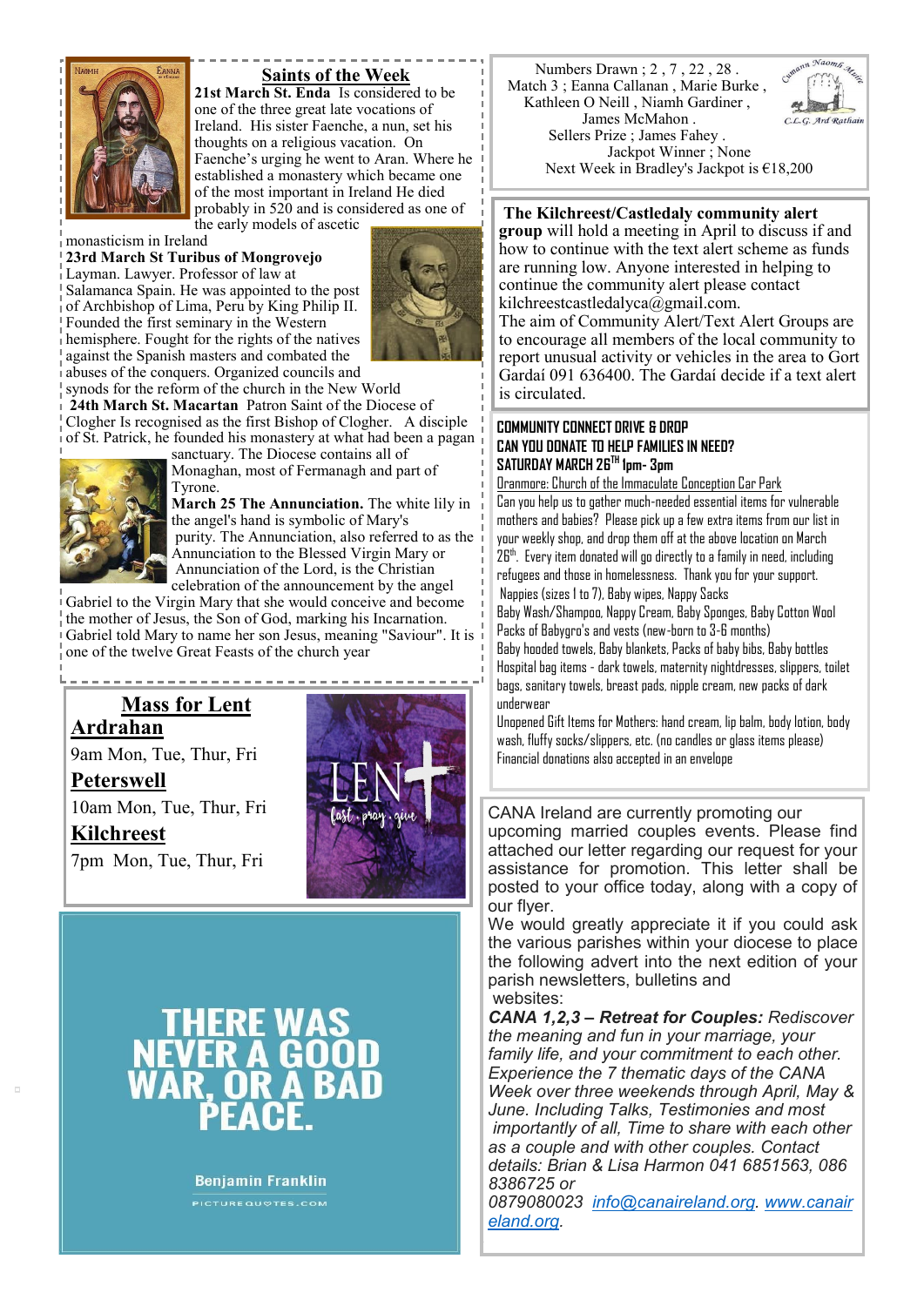## Saints of the Week

**21st March St. Enda** Is considered to be one of the three great late vocations of Ireland. His sister Faenche, a nun, set his thoughts on a religious vacation. On Faenche's urging he went to Aran. Where he established a monastery which became one of the most important in Ireland He died probably in 520 and is considered as one of the early models of ascetic monasticism in Ireland

**23rd March St Turibus of Mongrovejo** Layman. Lawyer. Professor of law at Salamanca Spain. He was appointed to the post of Archbishop of Lima, Peru by King Philip II. Founded the first seminary in the Western hemisphere. Fought for the rights of the natives against the Spanish masters and combated the abuses of the conquers. Organized councils and synods for the reform of the church in the New World

**24th March St. Macartan** Patron Saint of the Diocese of Clogher Is recognised as the first Bishop of Clogher. A disciple of St. Patrick, he founded his monastery at what had been a pagan sanctuary. The Diocese contains all of Monaghan, most of Fermanagh and part of Tyrone.

**March 25 The Annunciation.** The white lily in the angel's hand is symbolic of Mary's purity. The Annunciation, also referred to as the Annunciation to the Blessed Virgin Mary or Annunciation of the Lord, is the Christian celebration of the announcement by the angel Gabriel to the Virgin Mary that she would conceive and become the mother of Jesus, the Son of God, marking his Incarnation. Gabriel told Mary to name her son Jesus, meaning "Saviour". It is one of the twelve Great Feasts of the church year

## Mass for Lent

**Ardrahan**

9am Mon, Tue, Thur, Fri

**Peterswell**

10am Mon, Tue, Thur, Fri

**Kilchreest**

7pm Mon, Tue, Thur, Fri

LENT fast . pray . give

THERE WAS NEVER A GOOD WAR, OR A BAD PEACE.

Benjamin Franklin

PICTUREQUOTES.COM

Numbers Drawn ; 2 , 7 , 22 , 28 .
Match 3 ; Eanna Callanan , Marie Burke , Kathleen O Neill , Niamh Gardiner , James McMahon .
Sellers Prize ; James Fahey .
Jackpot Winner ; None
Next Week in Bradley's Jackpot is €18,200

Cumann Naomh Mhuire C.L.G. Ard Rathain

**The Kilchreest/Castledaly community alert group** will hold a meeting in April to discuss if and how to continue with the text alert scheme as funds are running low. Anyone interested in helping to continue the community alert please contact kilchreestcastledalyca@gmail.com.
The aim of Community Alert/Text Alert Groups are to encourage all members of the local community to report unusual activity or vehicles in the area to Gort Gardaí 091 636400. The Gardaí decide if a text alert is circulated.

**COMMUNITY CONNECT DRIVE & DROP**
**CAN YOU DONATE TO HELP FAMILIES IN NEED?**
**SATURDAY MARCH 26TH 1pm- 3pm**

Oranmore: Church of the Immaculate Conception Car Park

Can you help us to gather much-needed essential items for vulnerable mothers and babies? Please pick up a few extra items from our list in your weekly shop, and drop them off at the above location on March 26th. Every item donated will go directly to a family in need, including refugees and those in homelessness. Thank you for your support.

Nappies (sizes 1 to 7), Baby wipes, Nappy Sacks
Baby Wash/Shampoo, Nappy Cream, Baby Sponges, Baby Cotton Wool
Packs of Babygro's and vests (new-born to 3-6 months)
Baby hooded towels, Baby blankets, Packs of baby bibs, Baby bottles
Hospital bag items - dark towels, maternity nightdresses, slippers, toilet bags, sanitary towels, breast pads, nipple cream, new packs of dark underwear
Unopened Gift Items for Mothers: hand cream, lip balm, body lotion, body wash, fluffy socks/slippers, etc. (no candles or glass items please)
Financial donations also accepted in an envelope

CANA Ireland are currently promoting our upcoming married couples events. Please find attached our letter regarding our request for your assistance for promotion. This letter shall be posted to your office today, along with a copy of our flyer.
We would greatly appreciate it if you could ask the various parishes within your diocese to place the following advert into the next edition of your parish newsletters, bulletins and websites:

***CANA 1,2,3 – Retreat for Couples:*** *Rediscover the meaning and fun in your marriage, your family life, and your commitment to each other. Experience the 7 thematic days of the CANA Week over three weekends through April, May & June. Including Talks, Testimonies and most importantly of all, Time to share with each other as a couple and with other couples. Contact details: Brian & Lisa Harmon 041 6851563, 086 8386725 or 0879080023 info@canaireland.org. www.canaireland.org.*